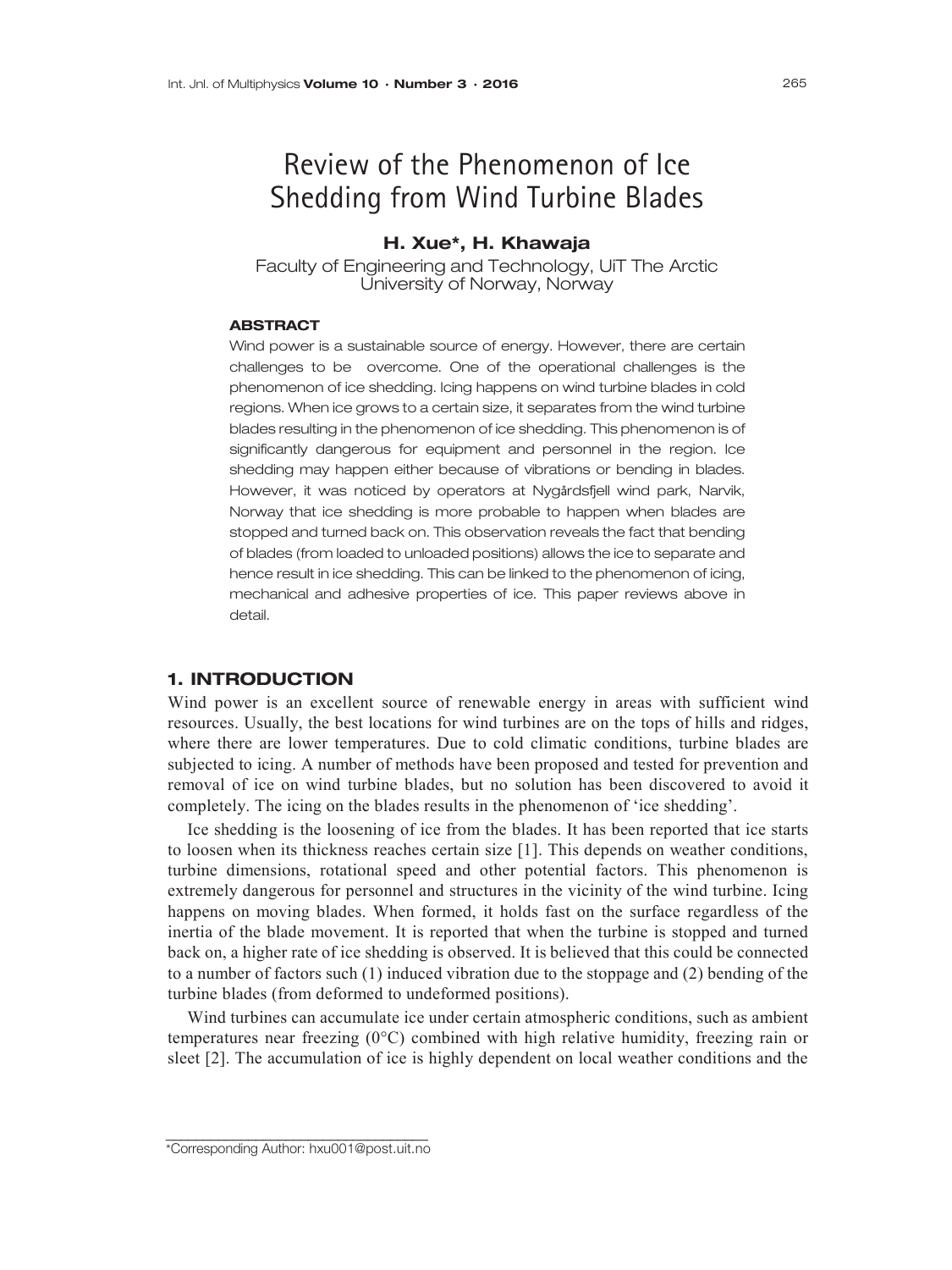# Review of the Phenomenon of Ice Shedding from Wind Turbine Blades

**H. Xue\*, H. Khawaja**

Faculty of Engineering and Technology, UiT The Arctic University of Norway, Norway

**ABSTRACT**

Wind power is a sustainable source of energy. However, there are certain challenges to be overcome. One of the operational challenges is the phenomenon of ice shedding. Icing happens on wind turbine blades in cold regions. When ice grows to a certain size, it separates from the wind turbine blades resulting in the phenomenon of ice shedding. This phenomenon is of significantly dangerous for equipment and personnel in the region. Ice shedding may happen either because of vibrations or bending in blades. However, it was noticed by operators at Nygårdsfjell wind park, Narvik, Norway that ice shedding is more probable to happen when blades are stopped and turned back on. This observation reveals the fact that bending of blades (from loaded to unloaded positions) allows the ice to separate and hence result in ice shedding. This can be linked to the phenomenon of icing, mechanical and adhesive properties of ice. This paper reviews above in detail.

## 1. INTRODUCTION

Wind power is an excellent source of renewable energy in areas with sufficient wind resources. Usually, the best locations for wind turbines are on the tops of hills and ridges, where there are lower temperatures. Due to cold climatic conditions, turbine blades are subjected to icing. A number of methods have been proposed and tested for prevention and removal of ice on wind turbine blades, but no solution has been discovered to avoid it completely. The icing on the blades results in the phenomenon of 'ice shedding'.

Ice shedding is the loosening of ice from the blades. It has been reported that ice starts to loosen when its thickness reaches certain size [1]. This depends on weather conditions, turbine dimensions, rotational speed and other potential factors. This phenomenon is extremely dangerous for personnel and structures in the vicinity of the wind turbine. Icing happens on moving blades. When formed, it holds fast on the surface regardless of the inertia of the blade movement. It is reported that when the turbine is stopped and turned back on, a higher rate of ice shedding is observed. It is believed that this could be connected to a number of factors such (1) induced vibration due to the stoppage and (2) bending of the turbine blades (from deformed to undeformed positions).

Wind turbines can accumulate ice under certain atmospheric conditions, such as ambient temperatures near freezing (0°C) combined with high relative humidity, freezing rain or sleet [2]. The accumulation of ice is highly dependent on local weather conditions and the

\*Corresponding Author: hxu001@post.uit.no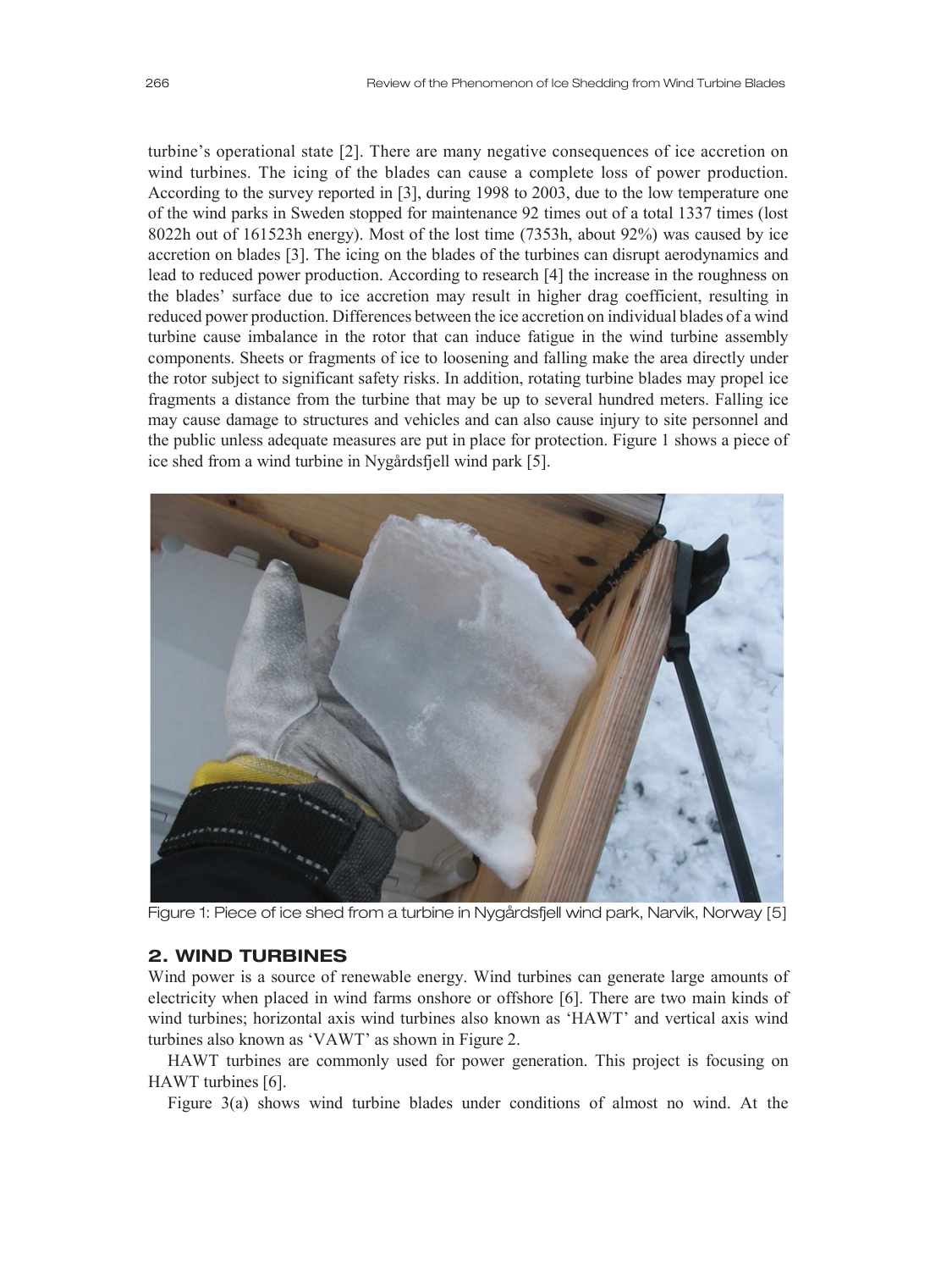turbine's operational state [2]. There are many negative consequences of ice accretion on wind turbines. The icing of the blades can cause a complete loss of power production. According to the survey reported in [3], during 1998 to 2003, due to the low temperature one of the wind parks in Sweden stopped for maintenance 92 times out of a total 1337 times (lost 8022h out of 161523h energy). Most of the lost time (7353h, about 92%) was caused by ice accretion on blades [3]. The icing on the blades of the turbines can disrupt aerodynamics and lead to reduced power production. According to research [4] the increase in the roughness on the blades' surface due to ice accretion may result in higher drag coefficient, resulting in reduced power production. Differences between the ice accretion on individual blades of a wind turbine cause imbalance in the rotor that can induce fatigue in the wind turbine assembly components. Sheets or fragments of ice to loosening and falling make the area directly under the rotor subject to significant safety risks. In addition, rotating turbine blades may propel ice fragments a distance from the turbine that may be up to several hundred meters. Falling ice may cause damage to structures and vehicles and can also cause injury to site personnel and the public unless adequate measures are put in place for protection. Figure 1 shows a piece of ice shed from a wind turbine in Nygårdsfjell wind park [5].

Figure 1: Piece of ice shed from a turbine in Nygårdsfjell wind park, Narvik, Norway [5]

## 2. WIND TURBINES

Wind power is a source of renewable energy. Wind turbines can generate large amounts of electricity when placed in wind farms onshore or offshore [6]. There are two main kinds of wind turbines; horizontal axis wind turbines also known as 'HAWT' and vertical axis wind turbines also known as 'VAWT' as shown in Figure 2.

HAWT turbines are commonly used for power generation. This project is focusing on HAWT turbines [6].

Figure 3(a) shows wind turbine blades under conditions of almost no wind. At the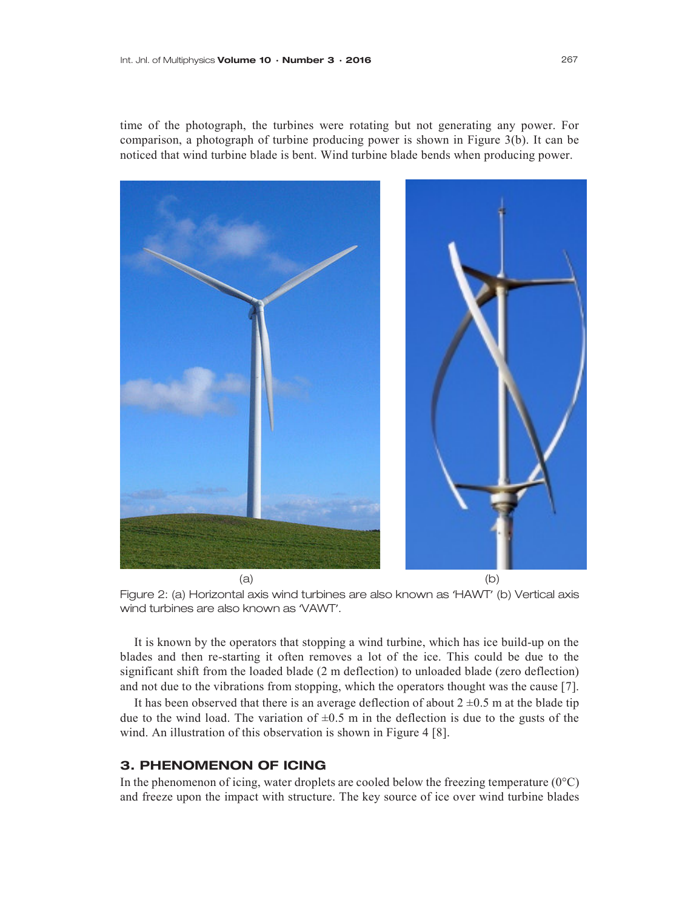time of the photograph, the turbines were rotating but not generating any power. For comparison, a photograph of turbine producing power is shown in Figure 3(b). It can be noticed that wind turbine blade is bent. Wind turbine blade bends when producing power.

(a) (b)

Figure 2: (a) Horizontal axis wind turbines are also known as 'HAWT' (b) Vertical axis wind turbines are also known as 'VAWT'.

It is known by the operators that stopping a wind turbine, which has ice build-up on the blades and then re-starting it often removes a lot of the ice. This could be due to the significant shift from the loaded blade (2 m deflection) to unloaded blade (zero deflection) and not due to the vibrations from stopping, which the operators thought was the cause [7].

It has been observed that there is an average deflection of about $2 \pm 0.5$ m at the blade tip due to the wind load. The variation of $\pm 0.5$ m in the deflection is due to the gusts of the wind. An illustration of this observation is shown in Figure 4 [8].

## 3. PHENOMENON OF ICING

In the phenomenon of icing, water droplets are cooled below the freezing temperature (0°C) and freeze upon the impact with structure. The key source of ice over wind turbine blades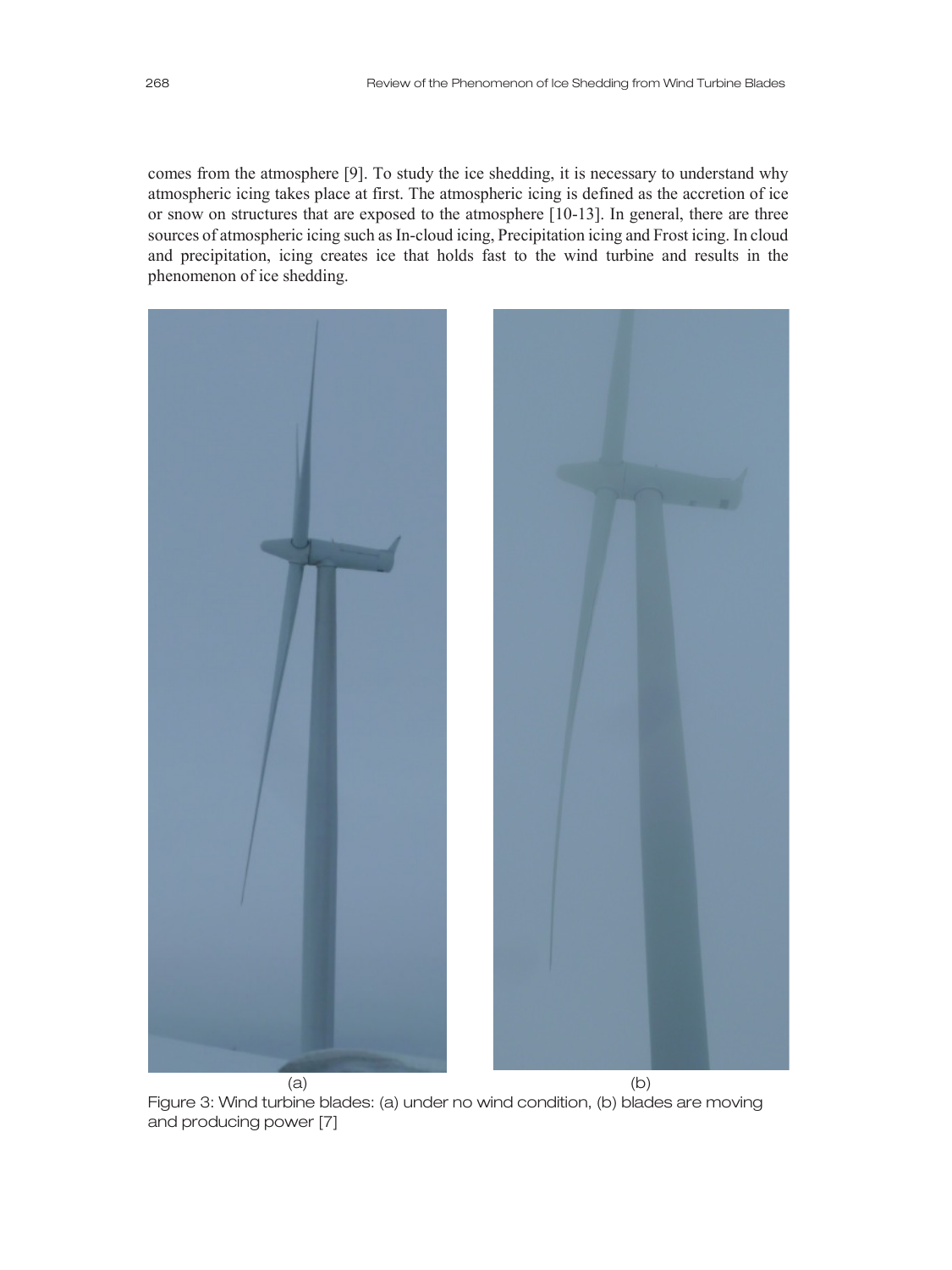comes from the atmosphere [9]. To study the ice shedding, it is necessary to understand why atmospheric icing takes place at first. The atmospheric icing is defined as the accretion of ice or snow on structures that are exposed to the atmosphere [10-13]. In general, there are three sources of atmospheric icing such as In-cloud icing, Precipitation icing and Frost icing. In cloud and precipitation, icing creates ice that holds fast to the wind turbine and results in the phenomenon of ice shedding.

(a) (b)

Figure 3: Wind turbine blades: (a) under no wind condition, (b) blades are moving and producing power [7]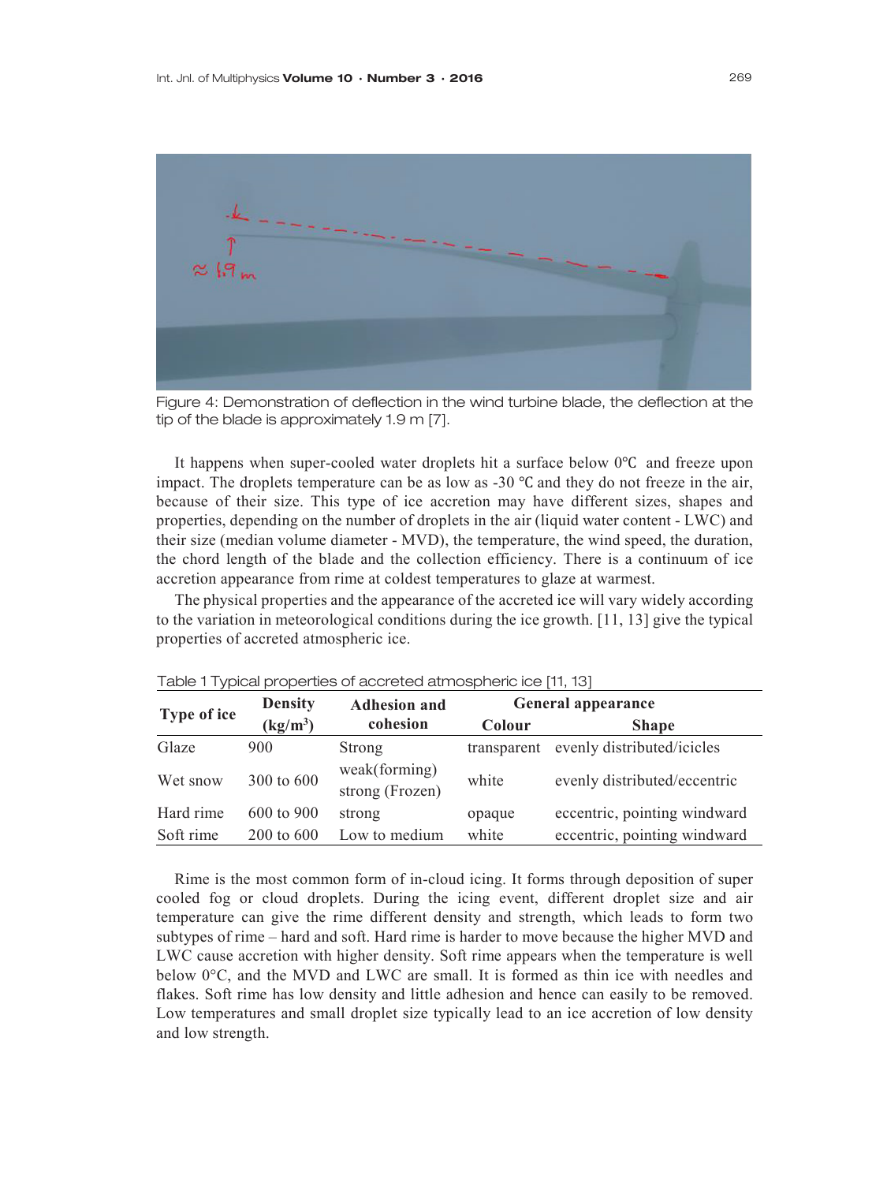Figure 4: Demonstration of deflection in the wind turbine blade, the deflection at the tip of the blade is approximately 1.9 m [7].

It happens when super-cooled water droplets hit a surface below 0℃ and freeze upon impact. The droplets temperature can be as low as -30 ℃ and they do not freeze in the air, because of their size. This type of ice accretion may have different sizes, shapes and properties, depending on the number of droplets in the air (liquid water content - LWC) and their size (median volume diameter - MVD), the temperature, the wind speed, the duration, the chord length of the blade and the collection efficiency. There is a continuum of ice accretion appearance from rime at coldest temperatures to glaze at warmest.

The physical properties and the appearance of the accreted ice will vary widely according to the variation in meteorological conditions during the ice growth. [11, 13] give the typical properties of accreted atmospheric ice.

Table 1 Typical properties of accreted atmospheric ice [11, 13]

| Type of ice | Density ($kg/m^3$) | Adhesion and cohesion | General appearance | |
|---|---|---|---|---|
| | | | Colour | Shape |
| Glaze | 900 | Strong | transparent | evenly distributed/icicles |
| Wet snow | 300 to 600 | weak(forming) strong (Frozen) | white | evenly distributed/eccentric |
| Hard rime | 600 to 900 | strong | opaque | eccentric, pointing windward |
| Soft rime | 200 to 600 | Low to medium | white | eccentric, pointing windward |

Rime is the most common form of in-cloud icing. It forms through deposition of super cooled fog or cloud droplets. During the icing event, different droplet size and air temperature can give the rime different density and strength, which leads to form two subtypes of rime – hard and soft. Hard rime is harder to move because the higher MVD and LWC cause accretion with higher density. Soft rime appears when the temperature is well below 0°C, and the MVD and LWC are small. It is formed as thin ice with needles and flakes. Soft rime has low density and little adhesion and hence can easily to be removed. Low temperatures and small droplet size typically lead to an ice accretion of low density and low strength.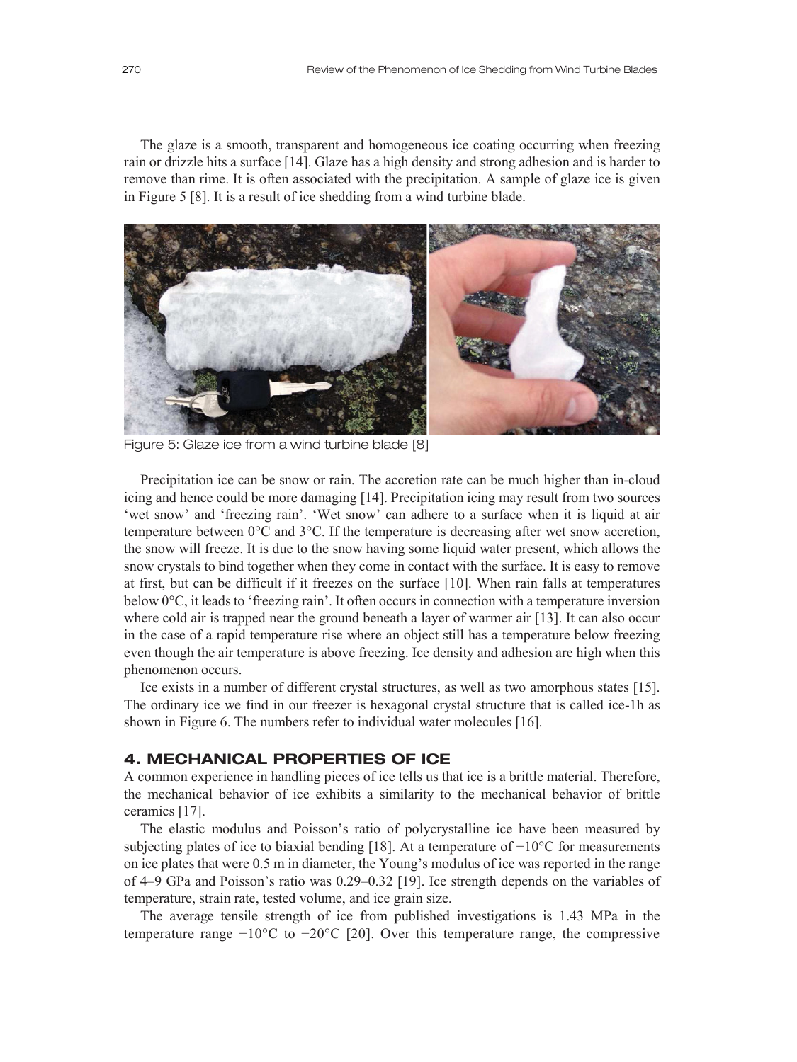The glaze is a smooth, transparent and homogeneous ice coating occurring when freezing rain or drizzle hits a surface [14]. Glaze has a high density and strong adhesion and is harder to remove than rime. It is often associated with the precipitation. A sample of glaze ice is given in Figure 5 [8]. It is a result of ice shedding from a wind turbine blade.

Figure 5: Glaze ice from a wind turbine blade [8]

Precipitation ice can be snow or rain. The accretion rate can be much higher than in-cloud icing and hence could be more damaging [14]. Precipitation icing may result from two sources 'wet snow' and 'freezing rain'. 'Wet snow' can adhere to a surface when it is liquid at air temperature between 0°C and 3°C. If the temperature is decreasing after wet snow accretion, the snow will freeze. It is due to the snow having some liquid water present, which allows the snow crystals to bind together when they come in contact with the surface. It is easy to remove at first, but can be difficult if it freezes on the surface [10]. When rain falls at temperatures below 0°C, it leads to 'freezing rain'. It often occurs in connection with a temperature inversion where cold air is trapped near the ground beneath a layer of warmer air [13]. It can also occur in the case of a rapid temperature rise where an object still has a temperature below freezing even though the air temperature is above freezing. Ice density and adhesion are high when this phenomenon occurs.

Ice exists in a number of different crystal structures, as well as two amorphous states [15]. The ordinary ice we find in our freezer is hexagonal crystal structure that is called ice-1h as shown in Figure 6. The numbers refer to individual water molecules [16].

## 4. MECHANICAL PROPERTIES OF ICE

A common experience in handling pieces of ice tells us that ice is a brittle material. Therefore, the mechanical behavior of ice exhibits a similarity to the mechanical behavior of brittle ceramics [17].

The elastic modulus and Poisson's ratio of polycrystalline ice have been measured by subjecting plates of ice to biaxial bending [18]. At a temperature of −10°C for measurements on ice plates that were 0.5 m in diameter, the Young's modulus of ice was reported in the range of 4–9 GPa and Poisson's ratio was 0.29–0.32 [19]. Ice strength depends on the variables of temperature, strain rate, tested volume, and ice grain size.

The average tensile strength of ice from published investigations is 1.43 MPa in the temperature range −10°C to −20°C [20]. Over this temperature range, the compressive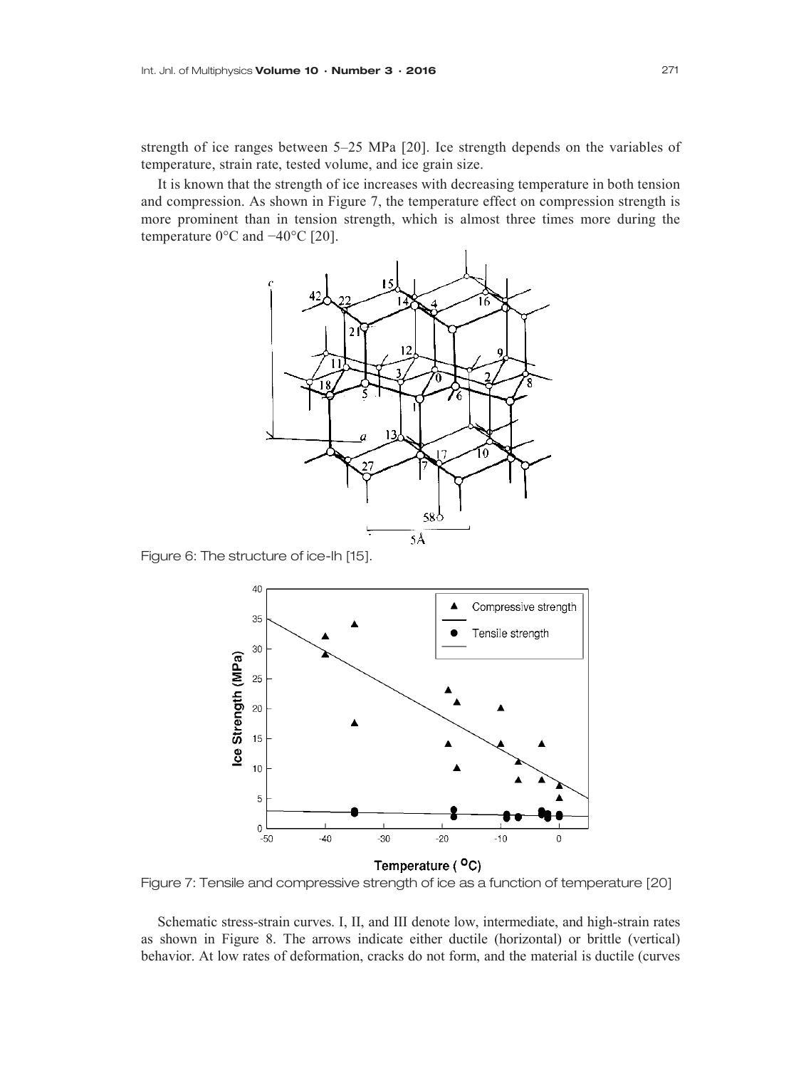strength of ice ranges between 5–25 MPa [20]. Ice strength depends on the variables of temperature, strain rate, tested volume, and ice grain size.

It is known that the strength of ice increases with decreasing temperature in both tension and compression. As shown in Figure 7, the temperature effect on compression strength is more prominent than in tension strength, which is almost three times more during the temperature 0°C and −40°C [20].

Figure 6: The structure of ice-Ih [15].

Figure 7: Tensile and compressive strength of ice as a function of temperature [20]

Schematic stress-strain curves. I, II, and III denote low, intermediate, and high-strain rates as shown in Figure 8. The arrows indicate either ductile (horizontal) or brittle (vertical) behavior. At low rates of deformation, cracks do not form, and the material is ductile (curves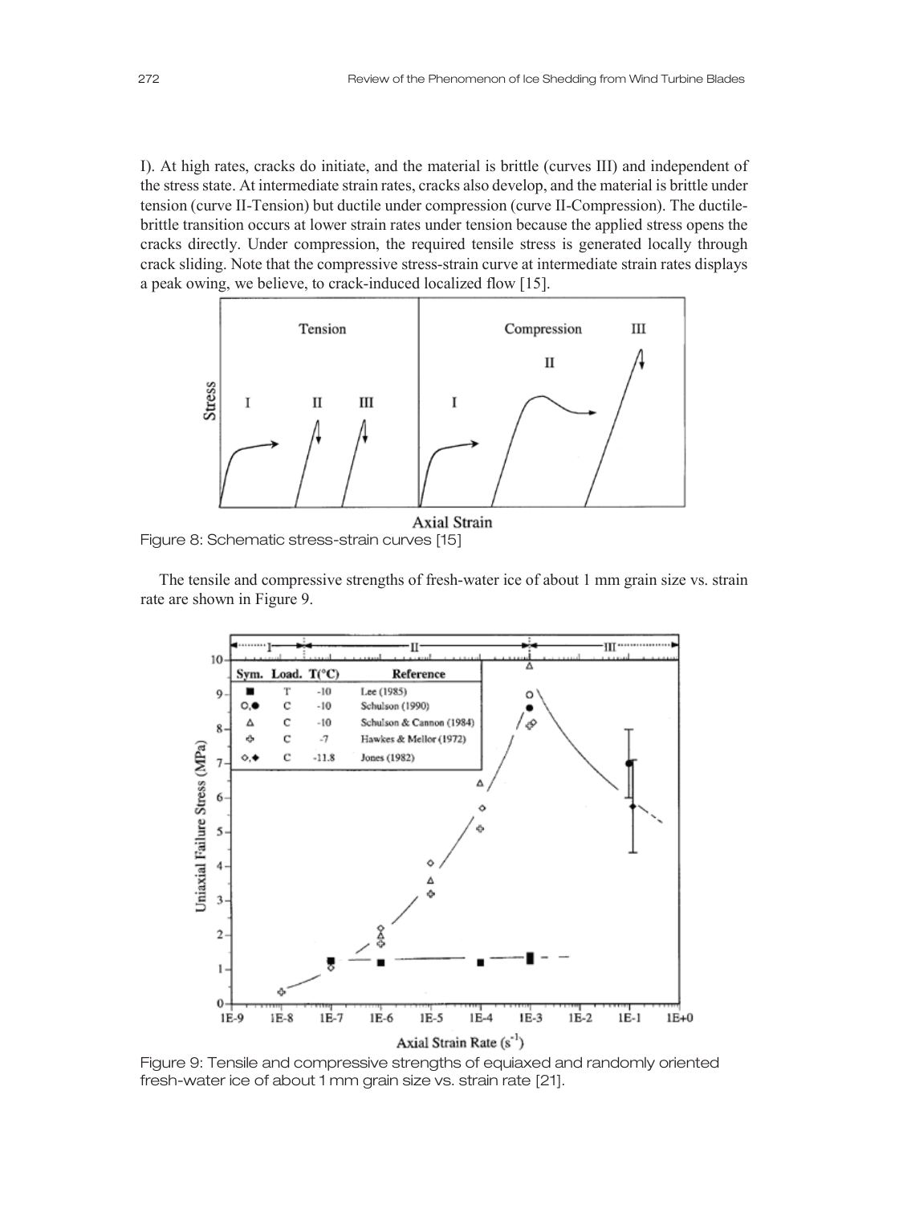I). At high rates, cracks do initiate, and the material is brittle (curves III) and independent of the stress state. At intermediate strain rates, cracks also develop, and the material is brittle under tension (curve II-Tension) but ductile under compression (curve II-Compression). The ductile-brittle transition occurs at lower strain rates under tension because the applied stress opens the cracks directly. Under compression, the required tensile stress is generated locally through crack sliding. Note that the compressive stress-strain curve at intermediate strain rates displays a peak owing, we believe, to crack-induced localized flow [15].

Figure 8: Schematic stress-strain curves [15]

The tensile and compressive strengths of fresh-water ice of about 1 mm grain size vs. strain rate are shown in Figure 9.

Figure 9: Tensile and compressive strengths of equiaxed and randomly oriented fresh-water ice of about 1 mm grain size vs. strain rate [21].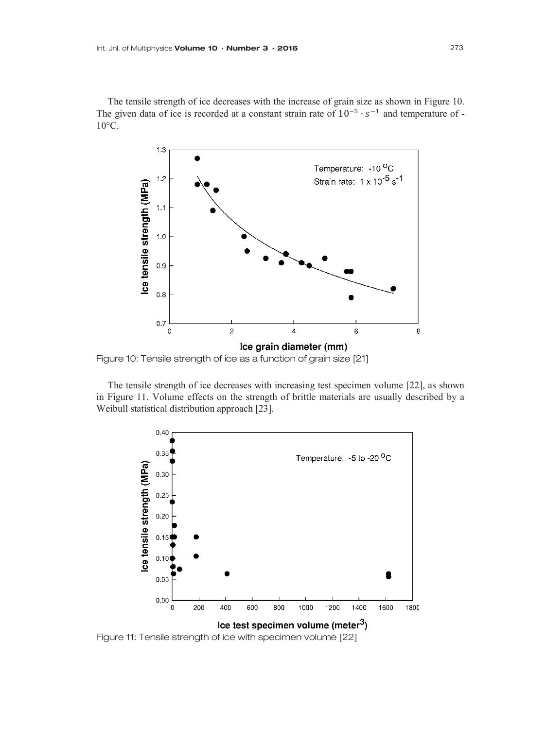The tensile strength of ice decreases with the increase of grain size as shown in Figure 10. The given data of ice is recorded at a constant strain rate of $10^{-5} \cdot s^{-1}$ and temperature of -10°C.

Figure 10: Tensile strength of ice as a function of grain size [21]

The tensile strength of ice decreases with increasing test specimen volume [22], as shown in Figure 11. Volume effects on the strength of brittle materials are usually described by a Weibull statistical distribution approach [23].

Figure 11: Tensile strength of ice with specimen volume [22]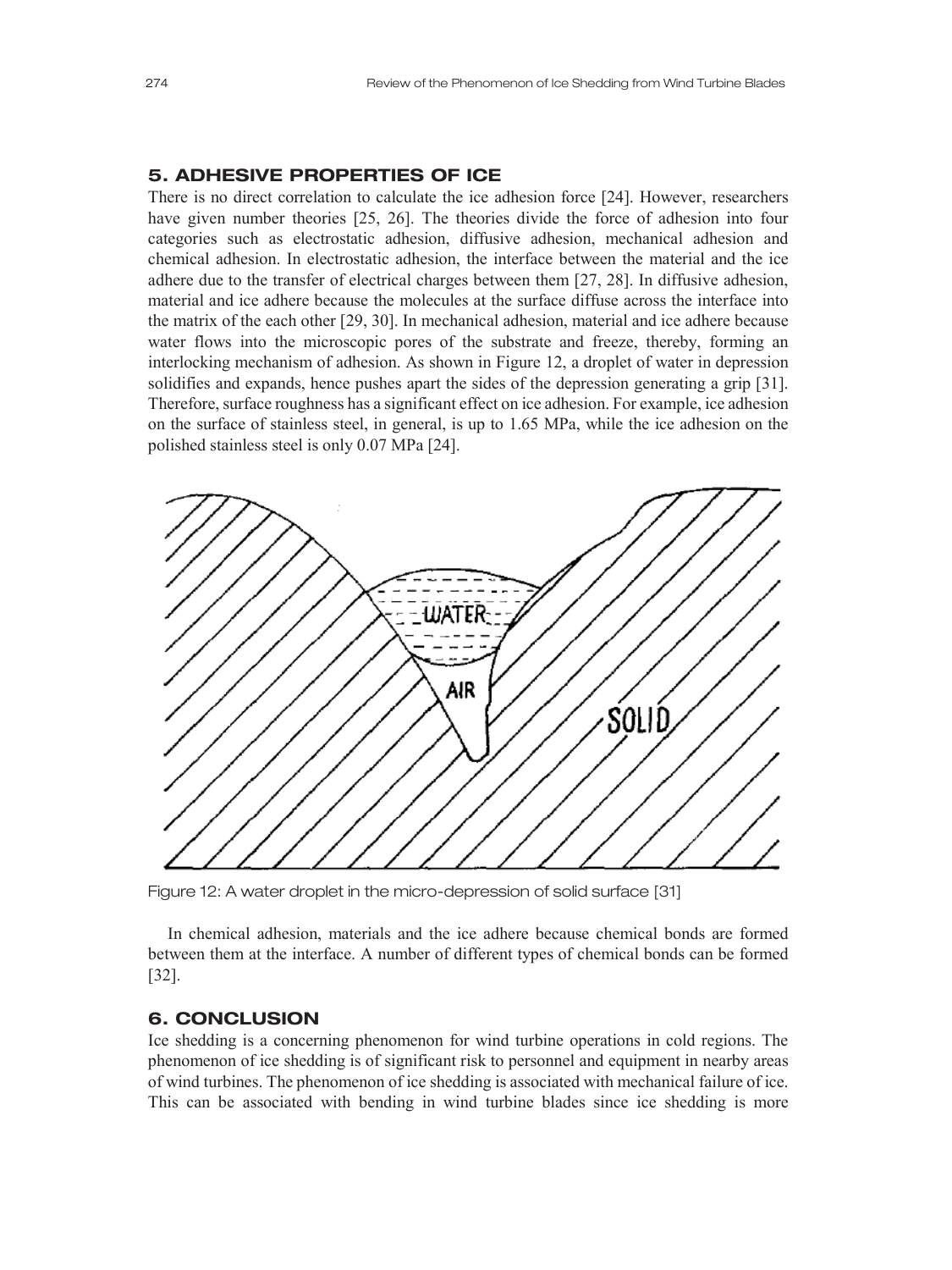## 5. ADHESIVE PROPERTIES OF ICE

There is no direct correlation to calculate the ice adhesion force [24]. However, researchers have given number theories [25, 26]. The theories divide the force of adhesion into four categories such as electrostatic adhesion, diffusive adhesion, mechanical adhesion and chemical adhesion. In electrostatic adhesion, the interface between the material and the ice adhere due to the transfer of electrical charges between them [27, 28]. In diffusive adhesion, material and ice adhere because the molecules at the surface diffuse across the interface into the matrix of the each other [29, 30]. In mechanical adhesion, material and ice adhere because water flows into the microscopic pores of the substrate and freeze, thereby, forming an interlocking mechanism of adhesion. As shown in Figure 12, a droplet of water in depression solidifies and expands, hence pushes apart the sides of the depression generating a grip [31]. Therefore, surface roughness has a significant effect on ice adhesion. For example, ice adhesion on the surface of stainless steel, in general, is up to 1.65 MPa, while the ice adhesion on the polished stainless steel is only 0.07 MPa [24].

Figure 12: A water droplet in the micro-depression of solid surface [31]

In chemical adhesion, materials and the ice adhere because chemical bonds are formed between them at the interface. A number of different types of chemical bonds can be formed [32].

## 6. CONCLUSION

Ice shedding is a concerning phenomenon for wind turbine operations in cold regions. The phenomenon of ice shedding is of significant risk to personnel and equipment in nearby areas of wind turbines. The phenomenon of ice shedding is associated with mechanical failure of ice. This can be associated with bending in wind turbine blades since ice shedding is more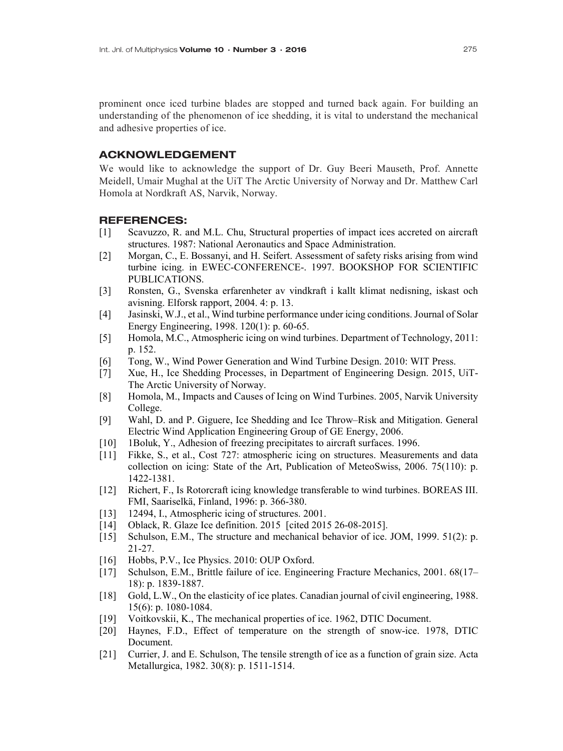prominent once iced turbine blades are stopped and turned back again. For building an understanding of the phenomenon of ice shedding, it is vital to understand the mechanical and adhesive properties of ice.

## ACKNOWLEDGEMENT

We would like to acknowledge the support of Dr. Guy Beeri Mauseth, Prof. Annette Meidell, Umair Mughal at the UiT The Arctic University of Norway and Dr. Matthew Carl Homola at Nordkraft AS, Narvik, Norway.

## REFERENCES:

[1] Scavuzzo, R. and M.L. Chu, Structural properties of impact ices accreted on aircraft structures. 1987: National Aeronautics and Space Administration.

[2] Morgan, C., E. Bossanyi, and H. Seifert. Assessment of safety risks arising from wind turbine icing. in EWEC-CONFERENCE-. 1997. BOOKSHOP FOR SCIENTIFIC PUBLICATIONS.

[3] Ronsten, G., Svenska erfarenheter av vindkraft i kallt klimat nedisning, iskast och avisning. Elforsk rapport, 2004. 4: p. 13.

[4] Jasinski, W.J., et al., Wind turbine performance under icing conditions. Journal of Solar Energy Engineering, 1998. 120(1): p. 60-65.

[5] Homola, M.C., Atmospheric icing on wind turbines. Department of Technology, 2011: p. 152.

[6] Tong, W., Wind Power Generation and Wind Turbine Design. 2010: WIT Press.

[7] Xue, H., Ice Shedding Processes, in Department of Engineering Design. 2015, UiT-The Arctic University of Norway.

[8] Homola, M., Impacts and Causes of Icing on Wind Turbines. 2005, Narvik University College.

[9] Wahl, D. and P. Giguere, Ice Shedding and Ice Throw–Risk and Mitigation. General Electric Wind Application Engineering Group of GE Energy, 2006.

[10] 1Boluk, Y., Adhesion of freezing precipitates to aircraft surfaces. 1996.

[11] Fikke, S., et al., Cost 727: atmospheric icing on structures. Measurements and data collection on icing: State of the Art, Publication of MeteoSwiss, 2006. 75(110): p. 1422-1381.

[12] Richert, F., Is Rotorcraft icing knowledge transferable to wind turbines. BOREAS III. FMI, Saariselkä, Finland, 1996: p. 366-380.

[13] 12494, I., Atmospheric icing of structures. 2001.

[14] Oblack, R. Glaze Ice definition. 2015 [cited 2015 26-08-2015].

[15] Schulson, E.M., The structure and mechanical behavior of ice. JOM, 1999. 51(2): p. 21-27.

[16] Hobbs, P.V., Ice Physics. 2010: OUP Oxford.

[17] Schulson, E.M., Brittle failure of ice. Engineering Fracture Mechanics, 2001. 68(17–18): p. 1839-1887.

[18] Gold, L.W., On the elasticity of ice plates. Canadian journal of civil engineering, 1988. 15(6): p. 1080-1084.

[19] Voitkovskii, K., The mechanical properties of ice. 1962, DTIC Document.

[20] Haynes, F.D., Effect of temperature on the strength of snow-ice. 1978, DTIC Document.

[21] Currier, J. and E. Schulson, The tensile strength of ice as a function of grain size. Acta Metallurgica, 1982. 30(8): p. 1511-1514.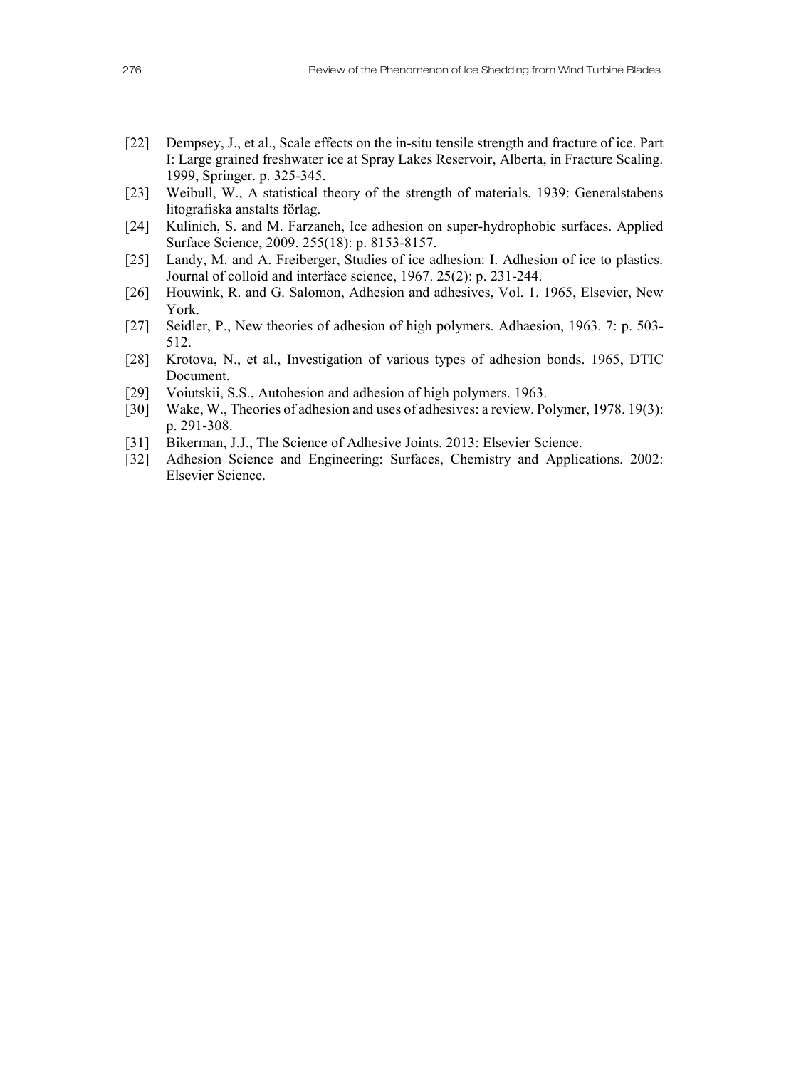[22] Dempsey, J., et al., Scale effects on the in-situ tensile strength and fracture of ice. Part I: Large grained freshwater ice at Spray Lakes Reservoir, Alberta, in Fracture Scaling. 1999, Springer. p. 325-345.

[23] Weibull, W., A statistical theory of the strength of materials. 1939: Generalstabens litografiska anstalts förlag.

[24] Kulinich, S. and M. Farzaneh, Ice adhesion on super-hydrophobic surfaces. Applied Surface Science, 2009. 255(18): p. 8153-8157.

[25] Landy, M. and A. Freiberger, Studies of ice adhesion: I. Adhesion of ice to plastics. Journal of colloid and interface science, 1967. 25(2): p. 231-244.

[26] Houwink, R. and G. Salomon, Adhesion and adhesives, Vol. 1. 1965, Elsevier, New York.

[27] Seidler, P., New theories of adhesion of high polymers. Adhaesion, 1963. 7: p. 503-512.

[28] Krotova, N., et al., Investigation of various types of adhesion bonds. 1965, DTIC Document.

[29] Voiutskii, S.S., Autohesion and adhesion of high polymers. 1963.

[30] Wake, W., Theories of adhesion and uses of adhesives: a review. Polymer, 1978. 19(3): p. 291-308.

[31] Bikerman, J.J., The Science of Adhesive Joints. 2013: Elsevier Science.

[32] Adhesion Science and Engineering: Surfaces, Chemistry and Applications. 2002: Elsevier Science.